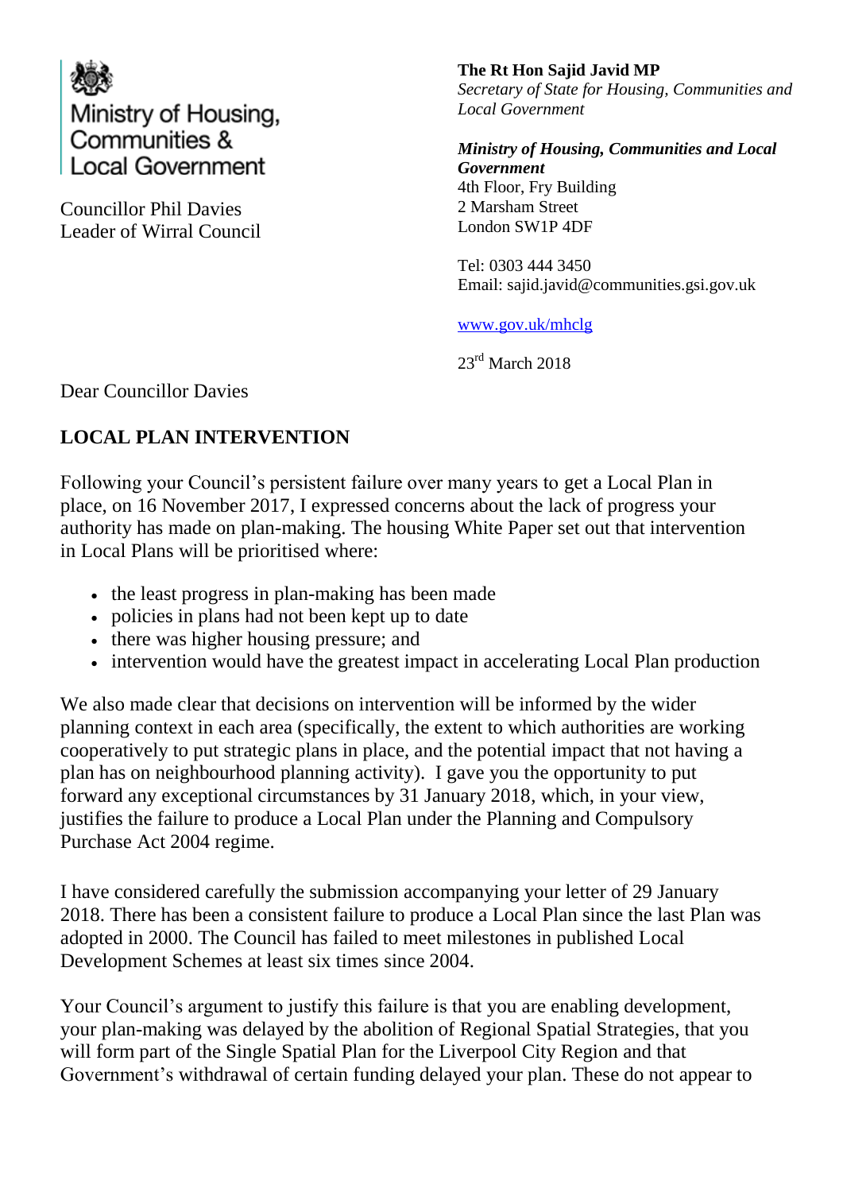Ministry of Housing, Communities & Local Government

Councillor Phil Davies
Leader of Wirral Council

**The Rt Hon Sajid Javid MP**
*Secretary of State for Housing, Communities and Local Government*

***Ministry of Housing, Communities and Local Government***
4th Floor, Fry Building
2 Marsham Street
London SW1P 4DF

Tel: 0303 444 3450
Email: sajid.javid@communities.gsi.gov.uk

www.gov.uk/mhclg

23rd March 2018

Dear Councillor Davies

**LOCAL PLAN INTERVENTION**

Following your Council's persistent failure over many years to get a Local Plan in place, on 16 November 2017, I expressed concerns about the lack of progress your authority has made on plan-making. The housing White Paper set out that intervention in Local Plans will be prioritised where:

- the least progress in plan-making has been made
- policies in plans had not been kept up to date
- there was higher housing pressure; and
- intervention would have the greatest impact in accelerating Local Plan production

We also made clear that decisions on intervention will be informed by the wider planning context in each area (specifically, the extent to which authorities are working cooperatively to put strategic plans in place, and the potential impact that not having a plan has on neighbourhood planning activity). I gave you the opportunity to put forward any exceptional circumstances by 31 January 2018, which, in your view, justifies the failure to produce a Local Plan under the Planning and Compulsory Purchase Act 2004 regime.

I have considered carefully the submission accompanying your letter of 29 January 2018. There has been a consistent failure to produce a Local Plan since the last Plan was adopted in 2000. The Council has failed to meet milestones in published Local Development Schemes at least six times since 2004.

Your Council's argument to justify this failure is that you are enabling development, your plan-making was delayed by the abolition of Regional Spatial Strategies, that you will form part of the Single Spatial Plan for the Liverpool City Region and that Government's withdrawal of certain funding delayed your plan. These do not appear to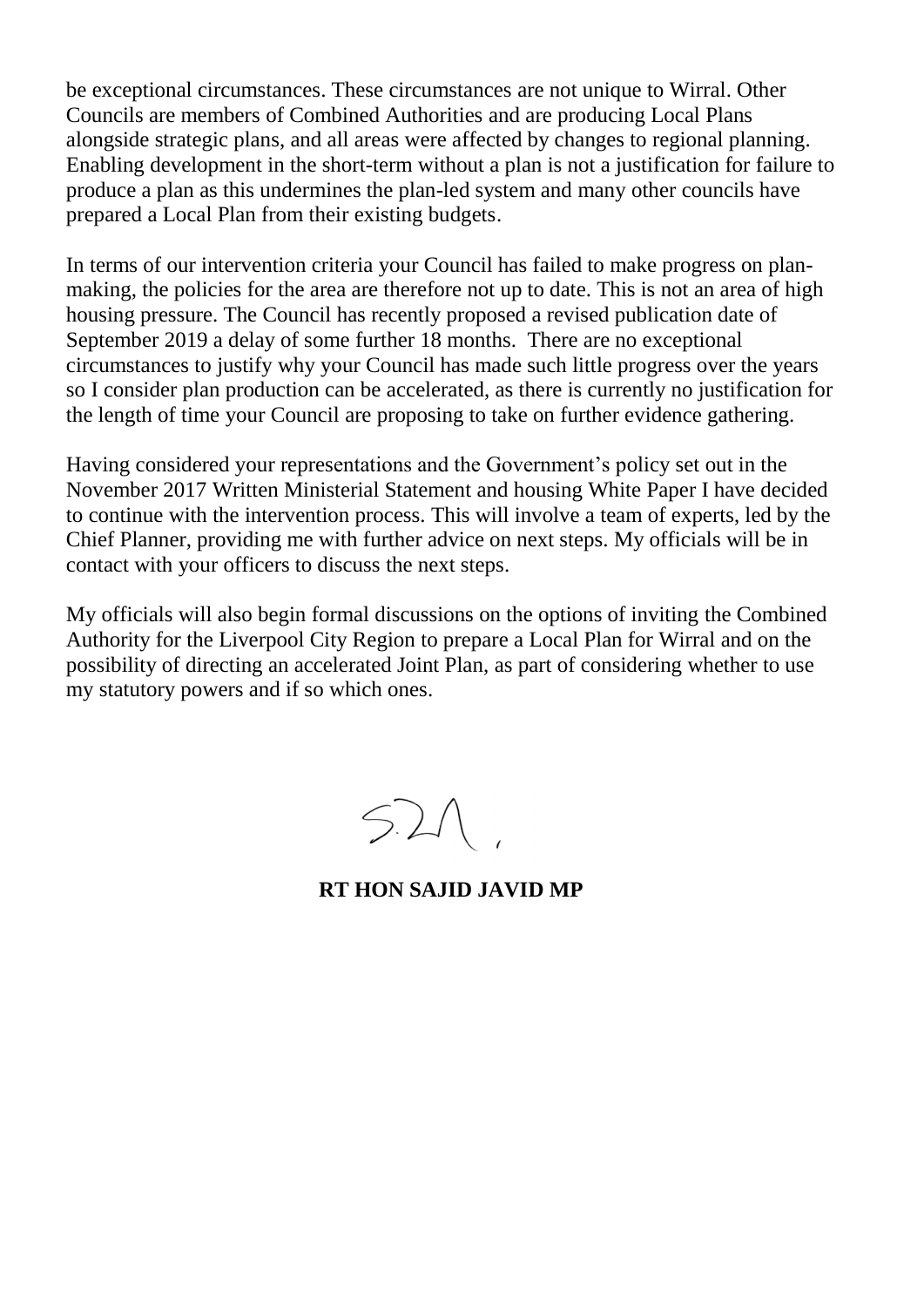be exceptional circumstances. These circumstances are not unique to Wirral. Other Councils are members of Combined Authorities and are producing Local Plans alongside strategic plans, and all areas were affected by changes to regional planning. Enabling development in the short-term without a plan is not a justification for failure to produce a plan as this undermines the plan-led system and many other councils have prepared a Local Plan from their existing budgets.

In terms of our intervention criteria your Council has failed to make progress on plan-making, the policies for the area are therefore not up to date. This is not an area of high housing pressure. The Council has recently proposed a revised publication date of September 2019 a delay of some further 18 months. There are no exceptional circumstances to justify why your Council has made such little progress over the years so I consider plan production can be accelerated, as there is currently no justification for the length of time your Council are proposing to take on further evidence gathering.

Having considered your representations and the Government's policy set out in the November 2017 Written Ministerial Statement and housing White Paper I have decided to continue with the intervention process. This will involve a team of experts, led by the Chief Planner, providing me with further advice on next steps. My officials will be in contact with your officers to discuss the next steps.

My officials will also begin formal discussions on the options of inviting the Combined Authority for the Liverpool City Region to prepare a Local Plan for Wirral and on the possibility of directing an accelerated Joint Plan, as part of considering whether to use my statutory powers and if so which ones.

**RT HON SAJID JAVID MP**